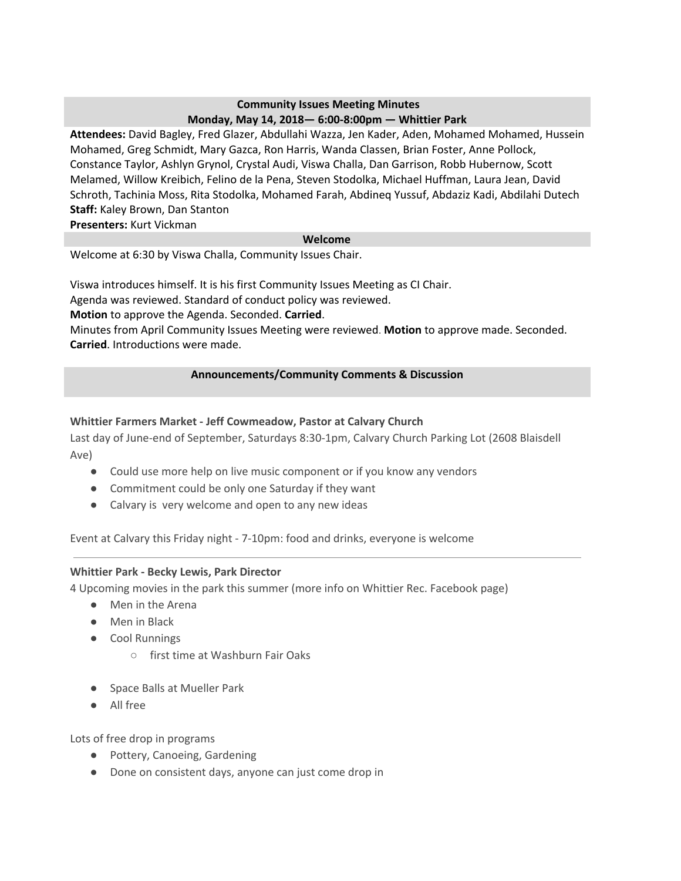## Community Issues Meeting Minutes
### Monday, May 14, 2018— 6:00-8:00pm — Whittier Park

**Attendees:** David Bagley, Fred Glazer, Abdullahi Wazza, Jen Kader, Aden, Mohamed Mohamed, Hussein Mohamed, Greg Schmidt, Mary Gazca, Ron Harris, Wanda Classen, Brian Foster, Anne Pollock, Constance Taylor, Ashlyn Grynol, Crystal Audi, Viswa Challa, Dan Garrison, Robb Hubernow, Scott Melamed, Willow Kreibich, Felino de la Pena, Steven Stodolka, Michael Huffman, Laura Jean, David Schroth, Tachinia Moss, Rita Stodolka, Mohamed Farah, Abdineq Yussuf, Abdaziz Kadi, Abdilahi Dutech
**Staff:** Kaley Brown, Dan Stanton
**Presenters:** Kurt Vickman

### Welcome

Welcome at 6:30 by Viswa Challa, Community Issues Chair.

Viswa introduces himself. It is his first Community Issues Meeting as CI Chair.
Agenda was reviewed. Standard of conduct policy was reviewed.
**Motion** to approve the Agenda. Seconded. **Carried**.
Minutes from April Community Issues Meeting were reviewed. **Motion** to approve made. Seconded. **Carried**. Introductions were made.

### Announcements/Community Comments & Discussion

**Whittier Farmers Market - Jeff Cowmeadow, Pastor at Calvary Church**
Last day of June-end of September, Saturdays 8:30-1pm, Calvary Church Parking Lot (2608 Blaisdell Ave)

- Could use more help on live music component or if you know any vendors
- Commitment could be only one Saturday if they want
- Calvary is very welcome and open to any new ideas

Event at Calvary this Friday night - 7-10pm: food and drinks, everyone is welcome

---

**Whittier Park - Becky Lewis, Park Director**
4 Upcoming movies in the park this summer (more info on Whittier Rec. Facebook page)

- Men in the Arena
- Men in Black
- Cool Runnings
  - first time at Washburn Fair Oaks
- Space Balls at Mueller Park
- All free

Lots of free drop in programs

- Pottery, Canoeing, Gardening
- Done on consistent days, anyone can just come drop in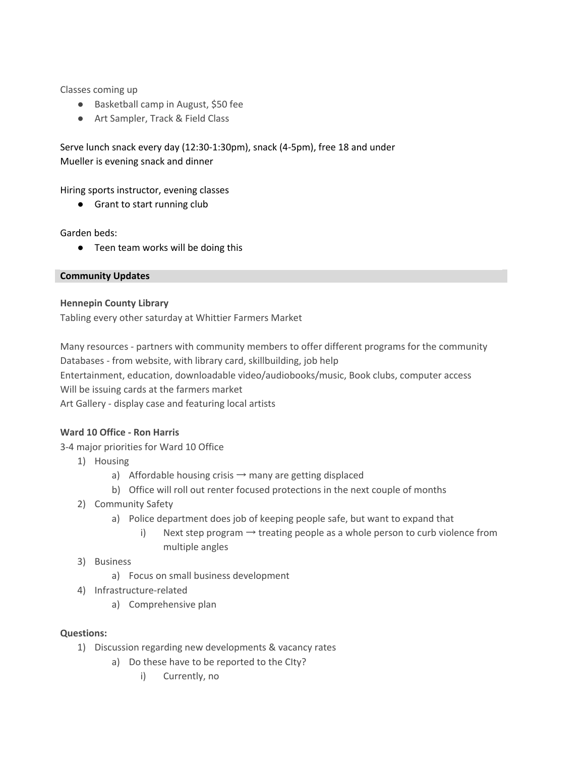Classes coming up

- Basketball camp in August, $50 fee
- Art Sampler, Track & Field Class

Serve lunch snack every day (12:30-1:30pm), snack (4-5pm), free 18 and under
Mueller is evening snack and dinner

Hiring sports instructor, evening classes

- Grant to start running club

Garden beds:

- Teen team works will be doing this

## Community Updates

**Hennepin County Library**
Tabling every other saturday at Whittier Farmers Market

Many resources - partners with community members to offer different programs for the community
Databases - from website, with library card, skillbuilding, job help
Entertainment, education, downloadable video/audiobooks/music, Book clubs, computer access
Will be issuing cards at the farmers market
Art Gallery - display case and featuring local artists

**Ward 10 Office - Ron Harris**
3-4 major priorities for Ward 10 Office

1) Housing
    a) Affordable housing crisis → many are getting displaced
    b) Office will roll out renter focused protections in the next couple of months
2) Community Safety
    a) Police department does job of keeping people safe, but want to expand that
        i) Next step program → treating people as a whole person to curb violence from multiple angles
3) Business
    a) Focus on small business development
4) Infrastructure-related
    a) Comprehensive plan

**Questions:**

1) Discussion regarding new developments & vacancy rates
    a) Do these have to be reported to the CIty?
        i) Currently, no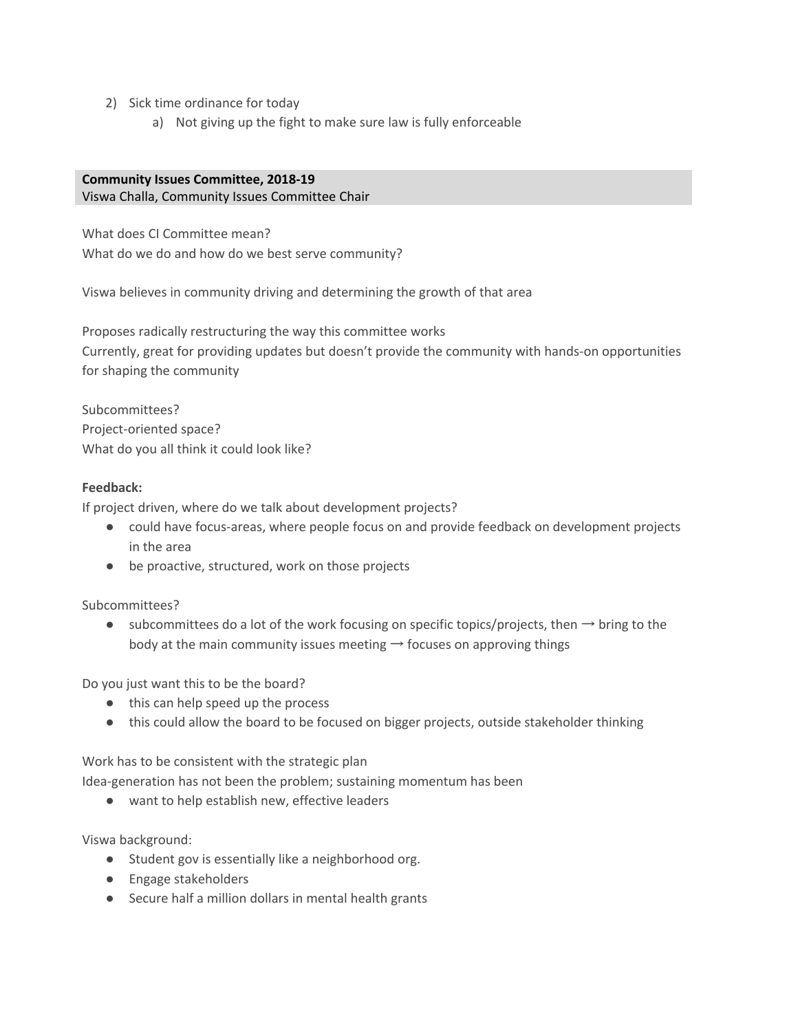2) Sick time ordinance for today
    a) Not giving up the fight to make sure law is fully enforceable

**Community Issues Committee, 2018-19**
Viswa Challa, Community Issues Committee Chair

What does CI Committee mean?
What do we do and how do we best serve community?

Viswa believes in community driving and determining the growth of that area

Proposes radically restructuring the way this committee works
Currently, great for providing updates but doesn't provide the community with hands-on opportunities for shaping the community

Subcommittees?
Project-oriented space?
What do you all think it could look like?

**Feedback:**
If project driven, where do we talk about development projects?

- could have focus-areas, where people focus on and provide feedback on development projects in the area
- be proactive, structured, work on those projects

Subcommittees?

- subcommittees do a lot of the work focusing on specific topics/projects, then → bring to the body at the main community issues meeting → focuses on approving things

Do you just want this to be the board?

- this can help speed up the process
- this could allow the board to be focused on bigger projects, outside stakeholder thinking

Work has to be consistent with the strategic plan
Idea-generation has not been the problem; sustaining momentum has been

- want to help establish new, effective leaders

Viswa background:

- Student gov is essentially like a neighborhood org.
- Engage stakeholders
- Secure half a million dollars in mental health grants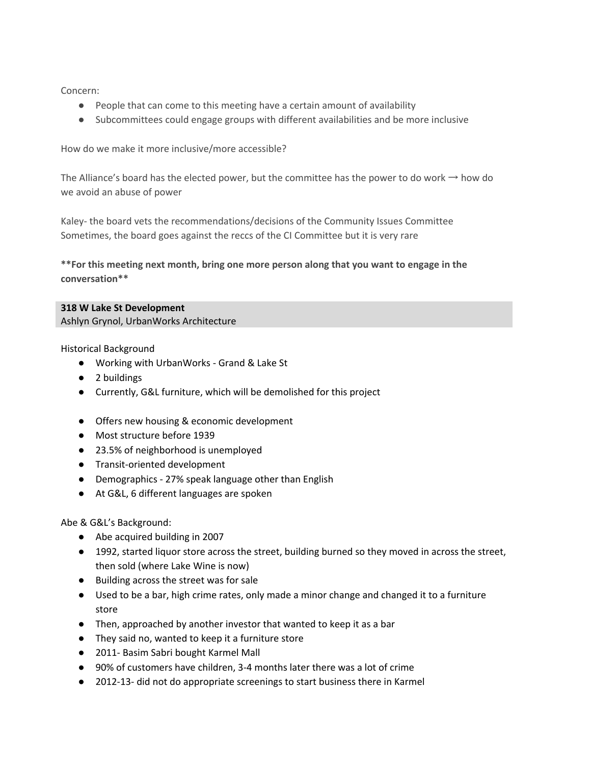Concern:

- People that can come to this meeting have a certain amount of availability
- Subcommittees could engage groups with different availabilities and be more inclusive

How do we make it more inclusive/more accessible?

The Alliance's board has the elected power, but the committee has the power to do work → how do we avoid an abuse of power

Kaley- the board vets the recommendations/decisions of the Community Issues Committee
Sometimes, the board goes against the reccs of the CI Committee but it is very rare

**For this meeting next month, bring one more person along that you want to engage in the conversation**

**318 W Lake St Development**
Ashlyn Grynol, UrbanWorks Architecture

Historical Background

- Working with UrbanWorks - Grand & Lake St
- 2 buildings
- Currently, G&L furniture, which will be demolished for this project

- Offers new housing & economic development
- Most structure before 1939
- 23.5% of neighborhood is unemployed
- Transit-oriented development
- Demographics - 27% speak language other than English
- At G&L, 6 different languages are spoken

Abe & G&L's Background:

- Abe acquired building in 2007
- 1992, started liquor store across the street, building burned so they moved in across the street, then sold (where Lake Wine is now)
- Building across the street was for sale
- Used to be a bar, high crime rates, only made a minor change and changed it to a furniture store
- Then, approached by another investor that wanted to keep it as a bar
- They said no, wanted to keep it a furniture store
- 2011- Basim Sabri bought Karmel Mall
- 90% of customers have children, 3-4 months later there was a lot of crime
- 2012-13- did not do appropriate screenings to start business there in Karmel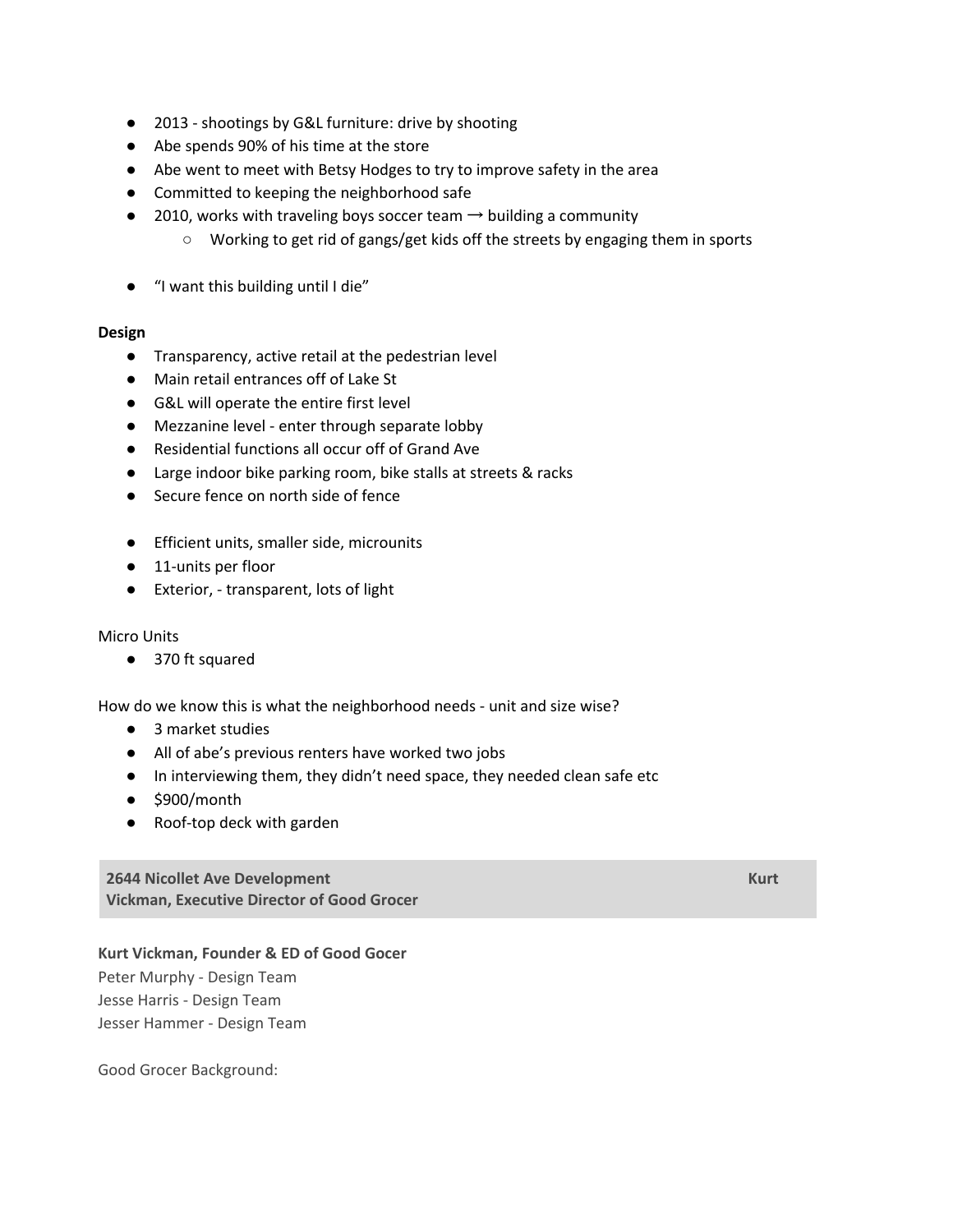- 2013 - shootings by G&L furniture: drive by shooting
- Abe spends 90% of his time at the store
- Abe went to meet with Betsy Hodges to try to improve safety in the area
- Committed to keeping the neighborhood safe
- 2010, works with traveling boys soccer team → building a community
  - Working to get rid of gangs/get kids off the streets by engaging them in sports

- "I want this building until I die"

**Design**

- Transparency, active retail at the pedestrian level
- Main retail entrances off of Lake St
- G&L will operate the entire first level
- Mezzanine level - enter through separate lobby
- Residential functions all occur off of Grand Ave
- Large indoor bike parking room, bike stalls at streets & racks
- Secure fence on north side of fence

- Efficient units, smaller side, microunits
- 11-units per floor
- Exterior, - transparent, lots of light

Micro Units

- 370 ft squared

How do we know this is what the neighborhood needs - unit and size wise?

- 3 market studies
- All of abe's previous renters have worked two jobs
- In interviewing them, they didn't need space, they needed clean safe etc
- $900/month
- Roof-top deck with garden

**2644 Nicollet Ave Development Kurt Vickman, Executive Director of Good Grocer**

**Kurt Vickman, Founder & ED of Good Gocer**

Peter Murphy - Design Team

Jesse Harris - Design Team

Jesser Hammer - Design Team

Good Grocer Background: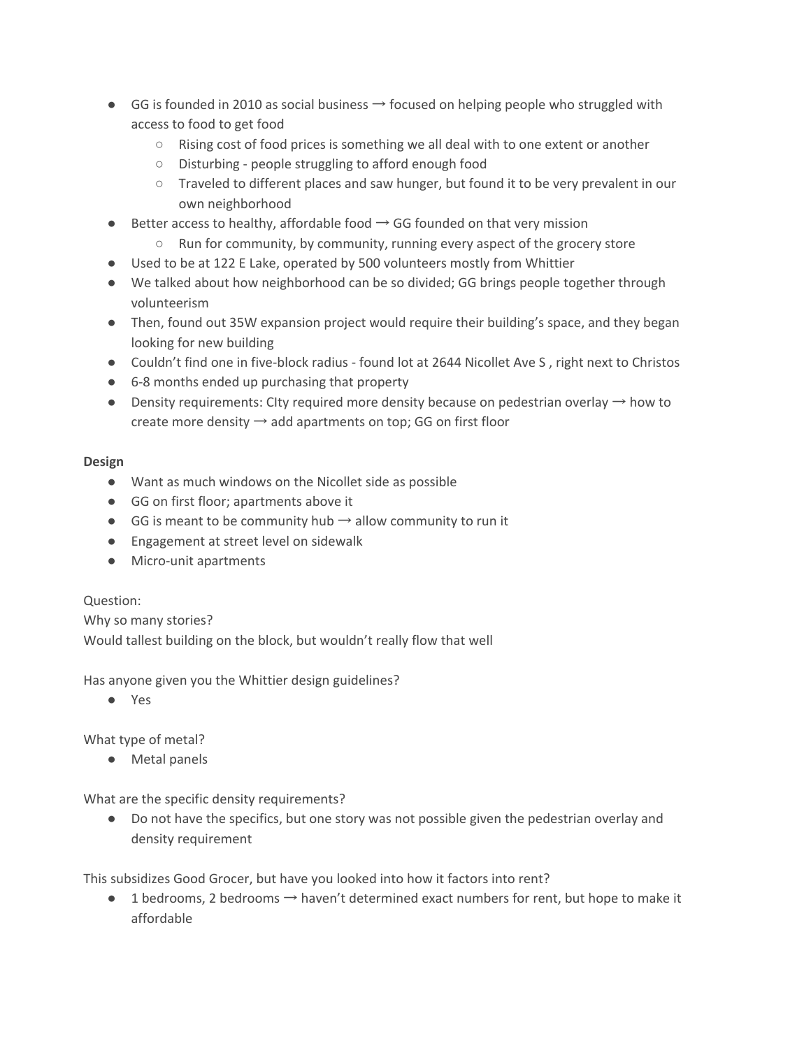- GG is founded in 2010 as social business → focused on helping people who struggled with access to food to get food
    - Rising cost of food prices is something we all deal with to one extent or another
    - Disturbing - people struggling to afford enough food
    - Traveled to different places and saw hunger, but found it to be very prevalent in our own neighborhood
- Better access to healthy, affordable food → GG founded on that very mission
    - Run for community, by community, running every aspect of the grocery store
- Used to be at 122 E Lake, operated by 500 volunteers mostly from Whittier
- We talked about how neighborhood can be so divided; GG brings people together through volunteerism
- Then, found out 35W expansion project would require their building's space, and they began looking for new building
- Couldn't find one in five-block radius - found lot at 2644 Nicollet Ave S , right next to Christos
- 6-8 months ended up purchasing that property
- Density requirements: CIty required more density because on pedestrian overlay → how to create more density → add apartments on top; GG on first floor

**Design**

- Want as much windows on the Nicollet side as possible
- GG on first floor; apartments above it
- GG is meant to be community hub → allow community to run it
- Engagement at street level on sidewalk
- Micro-unit apartments

Question:
Why so many stories?
Would tallest building on the block, but wouldn't really flow that well

Has anyone given you the Whittier design guidelines?

- Yes

What type of metal?

- Metal panels

What are the specific density requirements?

- Do not have the specifics, but one story was not possible given the pedestrian overlay and density requirement

This subsidizes Good Grocer, but have you looked into how it factors into rent?

- 1 bedrooms, 2 bedrooms → haven't determined exact numbers for rent, but hope to make it affordable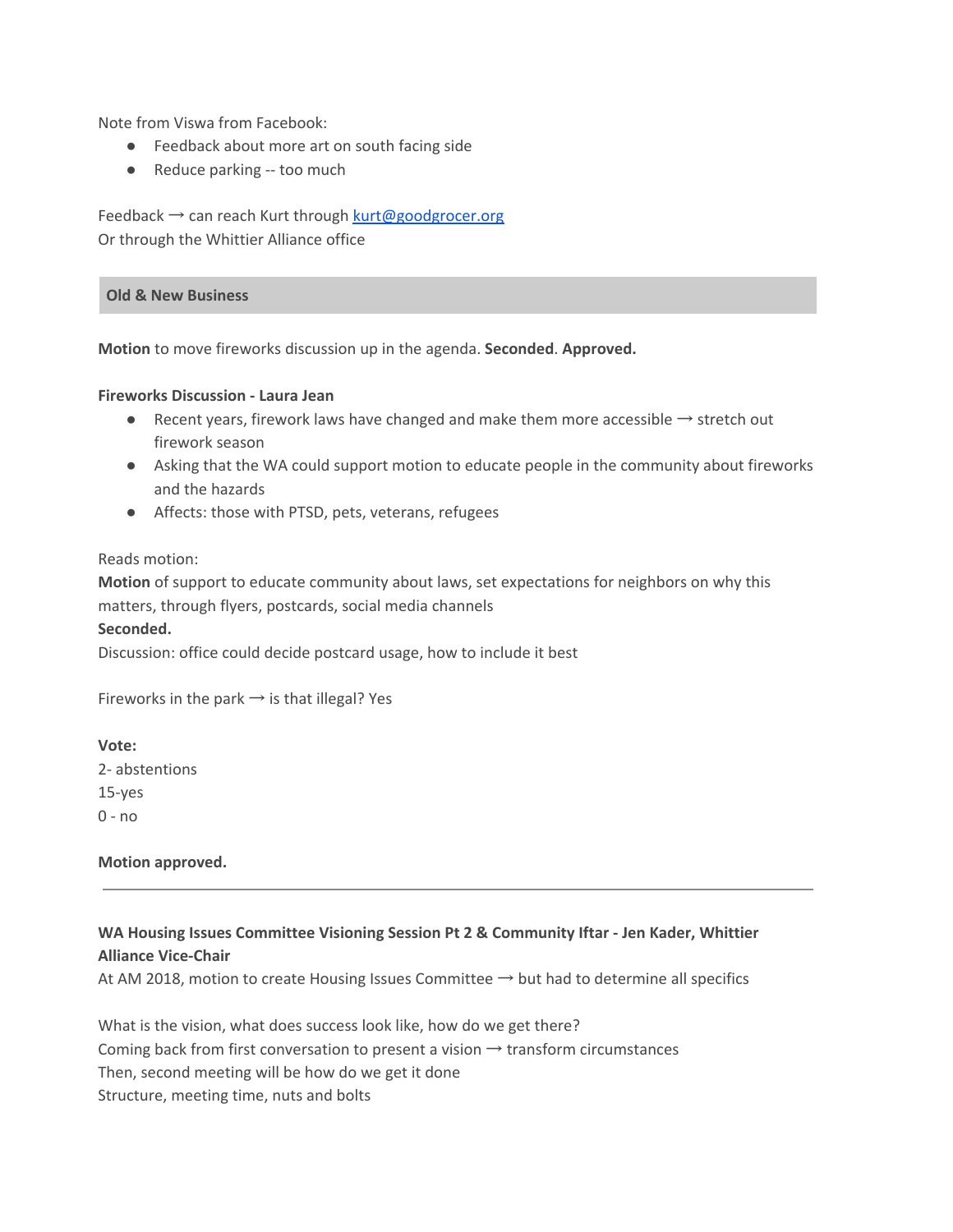Note from Viswa from Facebook:

- Feedback about more art on south facing side
- Reduce parking -- too much

Feedback → can reach Kurt through [kurt@goodgrocer.org](mailto:kurt@goodgrocer.org)
Or through the Whittier Alliance office

## Old & New Business

**Motion** to move fireworks discussion up in the agenda. **Seconded**. **Approved.**

**Fireworks Discussion - Laura Jean**

- Recent years, firework laws have changed and make them more accessible → stretch out firework season
- Asking that the WA could support motion to educate people in the community about fireworks and the hazards
- Affects: those with PTSD, pets, veterans, refugees

Reads motion:
**Motion** of support to educate community about laws, set expectations for neighbors on why this matters, through flyers, postcards, social media channels
**Seconded.**
Discussion: office could decide postcard usage, how to include it best

Fireworks in the park → is that illegal? Yes

**Vote:**
2- abstentions
15-yes
0 - no

**Motion approved.**

---

**WA Housing Issues Committee Visioning Session Pt 2 & Community Iftar - Jen Kader, Whittier Alliance Vice-Chair**
At AM 2018, motion to create Housing Issues Committee → but had to determine all specifics

What is the vision, what does success look like, how do we get there?
Coming back from first conversation to present a vision → transform circumstances
Then, second meeting will be how do we get it done
Structure, meeting time, nuts and bolts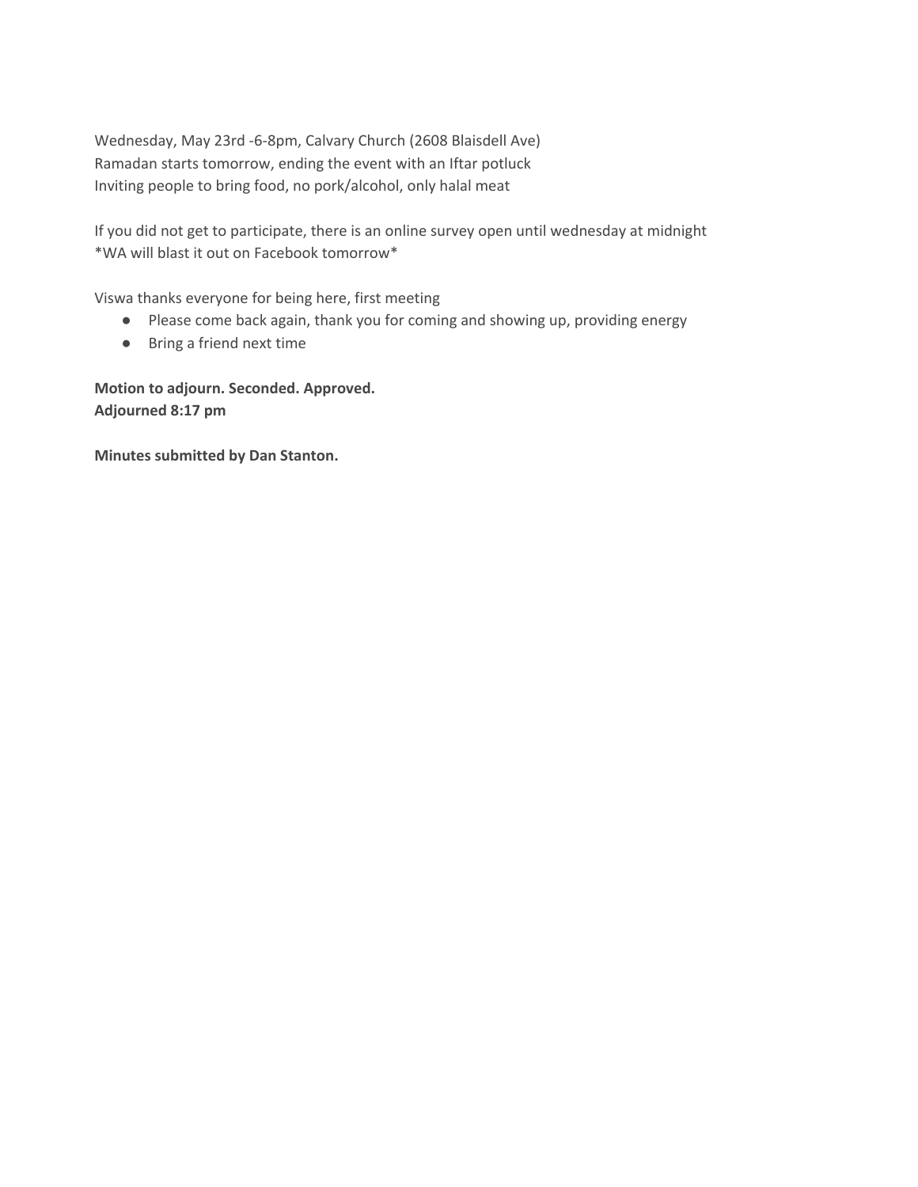Wednesday, May 23rd -6-8pm, Calvary Church (2608 Blaisdell Ave)
Ramadan starts tomorrow, ending the event with an Iftar potluck
Inviting people to bring food, no pork/alcohol, only halal meat

If you did not get to participate, there is an online survey open until wednesday at midnight
*WA will blast it out on Facebook tomorrow*

Viswa thanks everyone for being here, first meeting

- Please come back again, thank you for coming and showing up, providing energy
- Bring a friend next time

**Motion to adjourn. Seconded. Approved.**
**Adjourned 8:17 pm**

**Minutes submitted by Dan Stanton.**